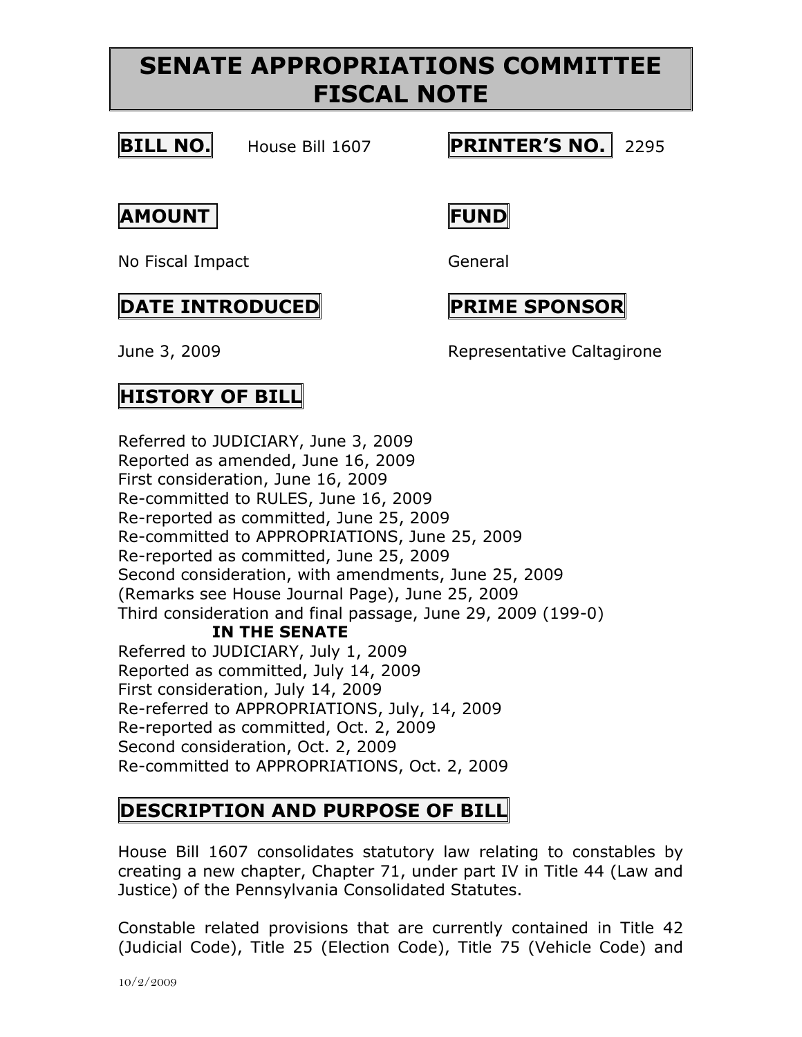# SENATE APPROPRIATIONS COMMITTEE FISCAL NOTE

**BILL NO.** House Bill 1607

**PRINTER'S NO.** 2295

**AMOUNT**

No Fiscal Impact

**FUND**

General

**DATE INTRODUCED**

June 3, 2009

**PRIME SPONSOR**

Representative Caltagirone

## HISTORY OF BILL

Referred to JUDICIARY, June 3, 2009
Reported as amended, June 16, 2009
First consideration, June 16, 2009
Re-committed to RULES, June 16, 2009
Re-reported as committed, June 25, 2009
Re-committed to APPROPRIATIONS, June 25, 2009
Re-reported as committed, June 25, 2009
Second consideration, with amendments, June 25, 2009
(Remarks see House Journal Page), June 25, 2009
Third consideration and final passage, June 29, 2009 (199-0)

**IN THE SENATE**

Referred to JUDICIARY, July 1, 2009
Reported as committed, July 14, 2009
First consideration, July 14, 2009
Re-referred to APPROPRIATIONS, July, 14, 2009
Re-reported as committed, Oct. 2, 2009
Second consideration, Oct. 2, 2009
Re-committed to APPROPRIATIONS, Oct. 2, 2009

## DESCRIPTION AND PURPOSE OF BILL

House Bill 1607 consolidates statutory law relating to constables by creating a new chapter, Chapter 71, under part IV in Title 44 (Law and Justice) of the Pennsylvania Consolidated Statutes.

Constable related provisions that are currently contained in Title 42 (Judicial Code), Title 25 (Election Code), Title 75 (Vehicle Code) and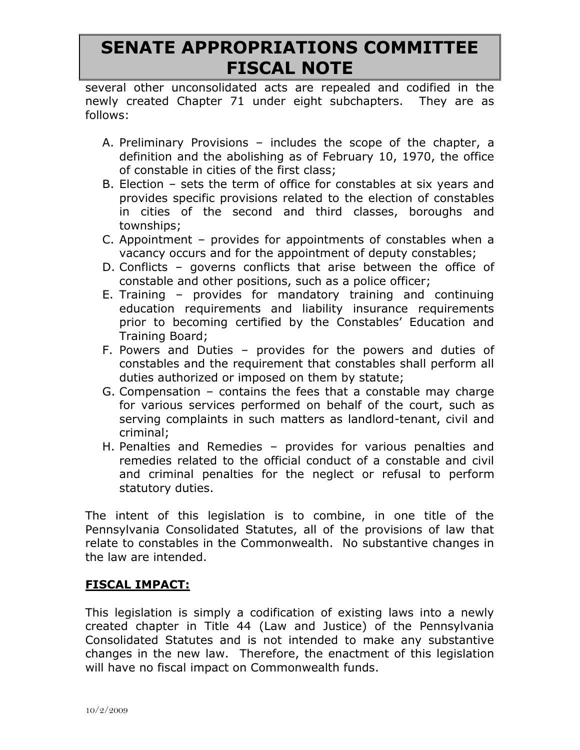several other unconsolidated acts are repealed and codified in the newly created Chapter 71 under eight subchapters. They are as follows:

A. Preliminary Provisions – includes the scope of the chapter, a definition and the abolishing as of February 10, 1970, the office of constable in cities of the first class;
B. Election – sets the term of office for constables at six years and provides specific provisions related to the election of constables in cities of the second and third classes, boroughs and townships;
C. Appointment – provides for appointments of constables when a vacancy occurs and for the appointment of deputy constables;
D. Conflicts – governs conflicts that arise between the office of constable and other positions, such as a police officer;
E. Training – provides for mandatory training and continuing education requirements and liability insurance requirements prior to becoming certified by the Constables' Education and Training Board;
F. Powers and Duties – provides for the powers and duties of constables and the requirement that constables shall perform all duties authorized or imposed on them by statute;
G. Compensation – contains the fees that a constable may charge for various services performed on behalf of the court, such as serving complaints in such matters as landlord-tenant, civil and criminal;
H. Penalties and Remedies – provides for various penalties and remedies related to the official conduct of a constable and civil and criminal penalties for the neglect or refusal to perform statutory duties.

The intent of this legislation is to combine, in one title of the Pennsylvania Consolidated Statutes, all of the provisions of law that relate to constables in the Commonwealth. No substantive changes in the law are intended.

## FISCAL IMPACT:

This legislation is simply a codification of existing laws into a newly created chapter in Title 44 (Law and Justice) of the Pennsylvania Consolidated Statutes and is not intended to make any substantive changes in the new law. Therefore, the enactment of this legislation will have no fiscal impact on Commonwealth funds.

10/2/2009